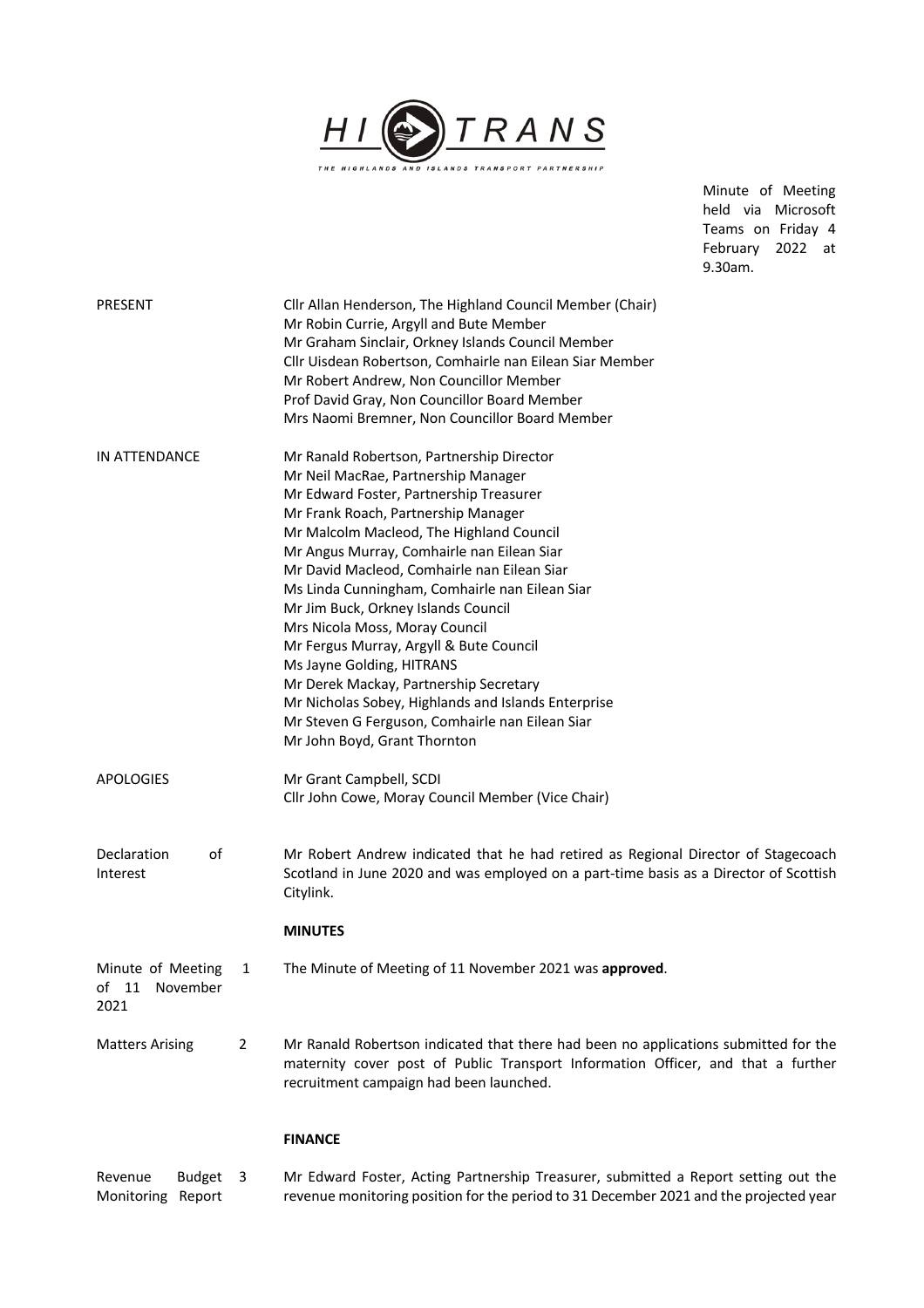HITRANS

THE HIGHLANDS AND ISLANDS TRANSPORT PARTNERSHIP

Minute of Meeting held via Microsoft Teams on Friday 4 February 2022 at 9.30am.

**PRESENT**

Cllr Allan Henderson, The Highland Council Member (Chair)
Mr Robin Currie, Argyll and Bute Member
Mr Graham Sinclair, Orkney Islands Council Member
Cllr Uisdean Robertson, Comhairle nan Eilean Siar Member
Mr Robert Andrew, Non Councillor Member
Prof David Gray, Non Councillor Board Member
Mrs Naomi Bremner, Non Councillor Board Member

**IN ATTENDANCE**

Mr Ranald Robertson, Partnership Director
Mr Neil MacRae, Partnership Manager
Mr Edward Foster, Partnership Treasurer
Mr Frank Roach, Partnership Manager
Mr Malcolm Macleod, The Highland Council
Mr Angus Murray, Comhairle nan Eilean Siar
Mr David Macleod, Comhairle nan Eilean Siar
Ms Linda Cunningham, Comhairle nan Eilean Siar
Mr Jim Buck, Orkney Islands Council
Mrs Nicola Moss, Moray Council
Mr Fergus Murray, Argyll & Bute Council
Ms Jayne Golding, HITRANS
Mr Derek Mackay, Partnership Secretary
Mr Nicholas Sobey, Highlands and Islands Enterprise
Mr Steven G Ferguson, Comhairle nan Eilean Siar
Mr John Boyd, Grant Thornton

**APOLOGIES**

Mr Grant Campbell, SCDI
Cllr John Cowe, Moray Council Member (Vice Chair)

**Declaration of Interest**

Mr Robert Andrew indicated that he had retired as Regional Director of Stagecoach Scotland in June 2020 and was employed on a part-time basis as a Director of Scottish Citylink.

## MINUTES

**1 Minute of Meeting of 11 November 2021**

The Minute of Meeting of 11 November 2021 was **approved**.

**2 Matters Arising**

Mr Ranald Robertson indicated that there had been no applications submitted for the maternity cover post of Public Transport Information Officer, and that a further recruitment campaign had been launched.

## FINANCE

**3 Revenue Budget Monitoring Report**

Mr Edward Foster, Acting Partnership Treasurer, submitted a Report setting out the revenue monitoring position for the period to 31 December 2021 and the projected year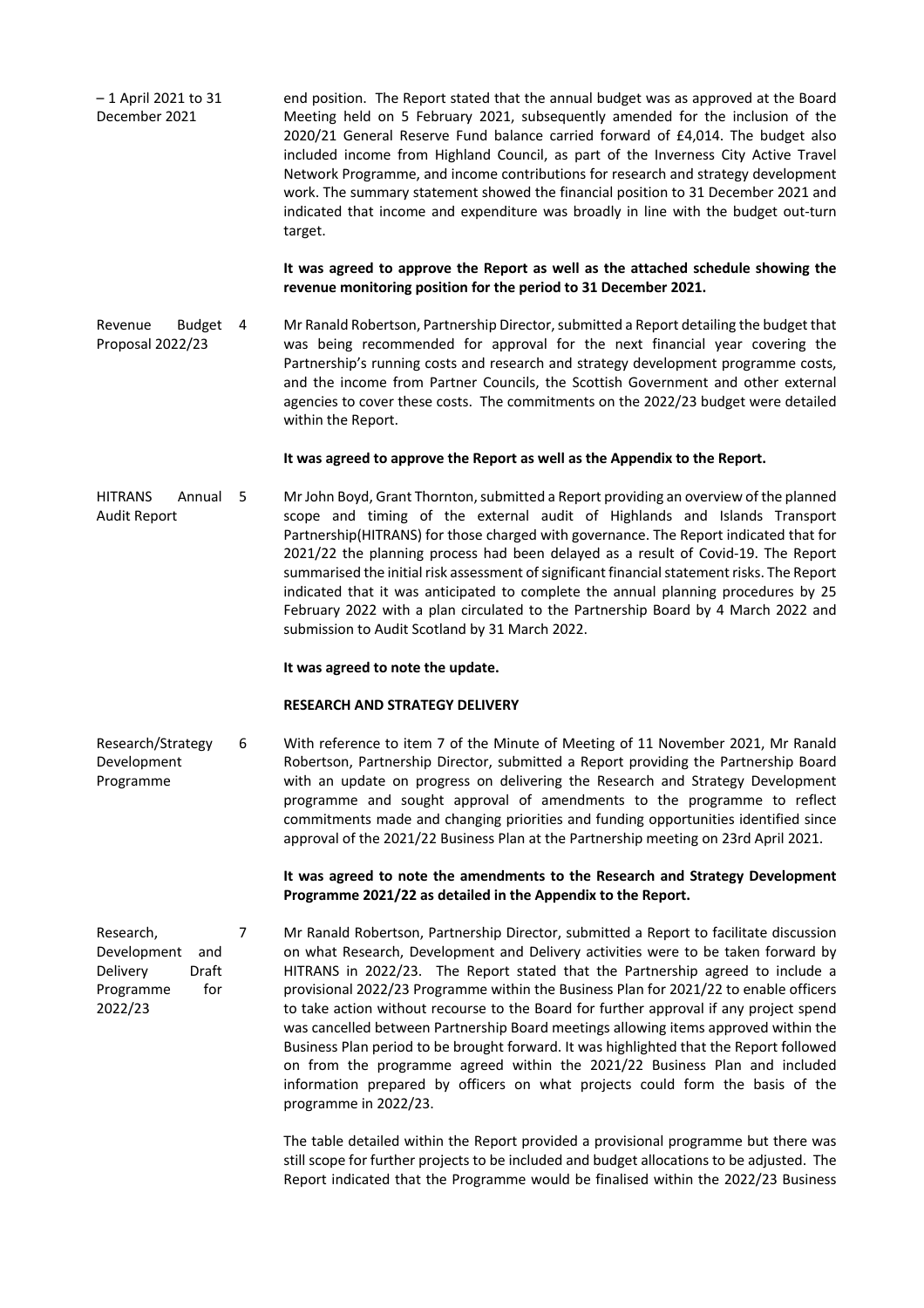– 1 April 2021 to 31 December 2021

end position. The Report stated that the annual budget was as approved at the Board Meeting held on 5 February 2021, subsequently amended for the inclusion of the 2020/21 General Reserve Fund balance carried forward of £4,014. The budget also included income from Highland Council, as part of the Inverness City Active Travel Network Programme, and income contributions for research and strategy development work. The summary statement showed the financial position to 31 December 2021 and indicated that income and expenditure was broadly in line with the budget out-turn target.

**It was agreed to approve the Report as well as the attached schedule showing the revenue monitoring position for the period to 31 December 2021.**

Revenue Budget Proposal 2022/23

4 Mr Ranald Robertson, Partnership Director, submitted a Report detailing the budget that was being recommended for approval for the next financial year covering the Partnership's running costs and research and strategy development programme costs, and the income from Partner Councils, the Scottish Government and other external agencies to cover these costs. The commitments on the 2022/23 budget were detailed within the Report.

**It was agreed to approve the Report as well as the Appendix to the Report.**

HITRANS Annual Audit Report

5 Mr John Boyd, Grant Thornton, submitted a Report providing an overview of the planned scope and timing of the external audit of Highlands and Islands Transport Partnership(HITRANS) for those charged with governance. The Report indicated that for 2021/22 the planning process had been delayed as a result of Covid-19. The Report summarised the initial risk assessment of significant financial statement risks. The Report indicated that it was anticipated to complete the annual planning procedures by 25 February 2022 with a plan circulated to the Partnership Board by 4 March 2022 and submission to Audit Scotland by 31 March 2022.

**It was agreed to note the update.**

**RESEARCH AND STRATEGY DELIVERY**

Research/Strategy Development Programme

6 With reference to item 7 of the Minute of Meeting of 11 November 2021, Mr Ranald Robertson, Partnership Director, submitted a Report providing the Partnership Board with an update on progress on delivering the Research and Strategy Development programme and sought approval of amendments to the programme to reflect commitments made and changing priorities and funding opportunities identified since approval of the 2021/22 Business Plan at the Partnership meeting on 23rd April 2021.

**It was agreed to note the amendments to the Research and Strategy Development Programme 2021/22 as detailed in the Appendix to the Report.**

Research, Development and Delivery Draft Programme for 2022/23

7 Mr Ranald Robertson, Partnership Director, submitted a Report to facilitate discussion on what Research, Development and Delivery activities were to be taken forward by HITRANS in 2022/23. The Report stated that the Partnership agreed to include a provisional 2022/23 Programme within the Business Plan for 2021/22 to enable officers to take action without recourse to the Board for further approval if any project spend was cancelled between Partnership Board meetings allowing items approved within the Business Plan period to be brought forward. It was highlighted that the Report followed on from the programme agreed within the 2021/22 Business Plan and included information prepared by officers on what projects could form the basis of the programme in 2022/23.

The table detailed within the Report provided a provisional programme but there was still scope for further projects to be included and budget allocations to be adjusted. The Report indicated that the Programme would be finalised within the 2022/23 Business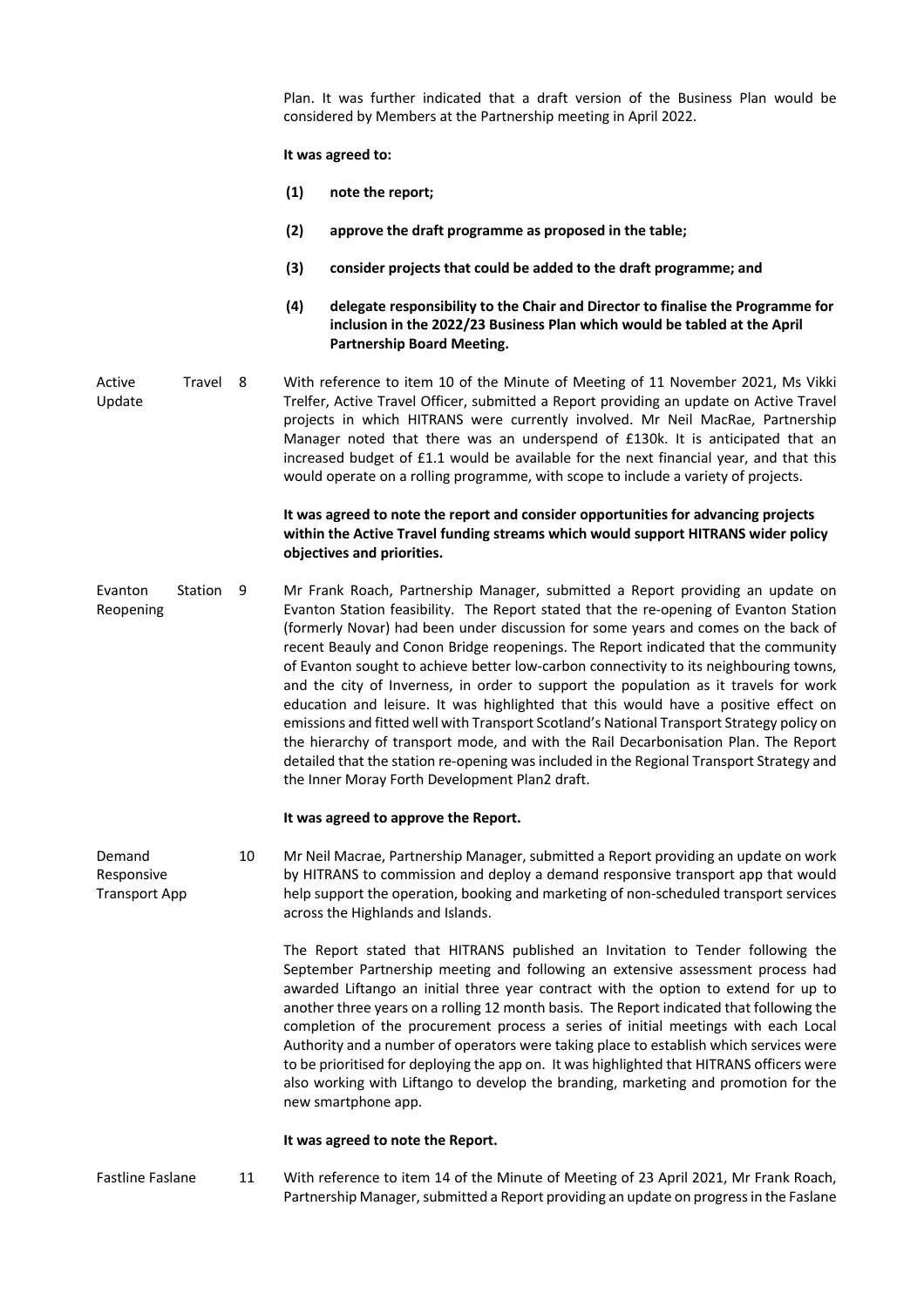Plan. It was further indicated that a draft version of the Business Plan would be considered by Members at the Partnership meeting in April 2022.

**It was agreed to:**

**(1) note the report;**

**(2) approve the draft programme as proposed in the table;**

**(3) consider projects that could be added to the draft programme; and**

**(4) delegate responsibility to the Chair and Director to finalise the Programme for inclusion in the 2022/23 Business Plan which would be tabled at the April Partnership Board Meeting.**

**Active Travel Update**

8 With reference to item 10 of the Minute of Meeting of 11 November 2021, Ms Vikki Trelfer, Active Travel Officer, submitted a Report providing an update on Active Travel projects in which HITRANS were currently involved. Mr Neil MacRae, Partnership Manager noted that there was an underspend of £130k. It is anticipated that an increased budget of £1.1 would be available for the next financial year, and that this would operate on a rolling programme, with scope to include a variety of projects.

**It was agreed to note the report and consider opportunities for advancing projects within the Active Travel funding streams which would support HITRANS wider policy objectives and priorities.**

**Evanton Station Reopening**

9 Mr Frank Roach, Partnership Manager, submitted a Report providing an update on Evanton Station feasibility. The Report stated that the re-opening of Evanton Station (formerly Novar) had been under discussion for some years and comes on the back of recent Beauly and Conon Bridge reopenings. The Report indicated that the community of Evanton sought to achieve better low-carbon connectivity to its neighbouring towns, and the city of Inverness, in order to support the population as it travels for work education and leisure. It was highlighted that this would have a positive effect on emissions and fitted well with Transport Scotland's National Transport Strategy policy on the hierarchy of transport mode, and with the Rail Decarbonisation Plan. The Report detailed that the station re-opening was included in the Regional Transport Strategy and the Inner Moray Forth Development Plan2 draft.

**It was agreed to approve the Report.**

**Demand Responsive Transport App**

10 Mr Neil Macrae, Partnership Manager, submitted a Report providing an update on work by HITRANS to commission and deploy a demand responsive transport app that would help support the operation, booking and marketing of non-scheduled transport services across the Highlands and Islands.

The Report stated that HITRANS published an Invitation to Tender following the September Partnership meeting and following an extensive assessment process had awarded Liftango an initial three year contract with the option to extend for up to another three years on a rolling 12 month basis. The Report indicated that following the completion of the procurement process a series of initial meetings with each Local Authority and a number of operators were taking place to establish which services were to be prioritised for deploying the app on. It was highlighted that HITRANS officers were also working with Liftango to develop the branding, marketing and promotion for the new smartphone app.

**It was agreed to note the Report.**

**Fastline Faslane**

11 With reference to item 14 of the Minute of Meeting of 23 April 2021, Mr Frank Roach, Partnership Manager, submitted a Report providing an update on progress in the Faslane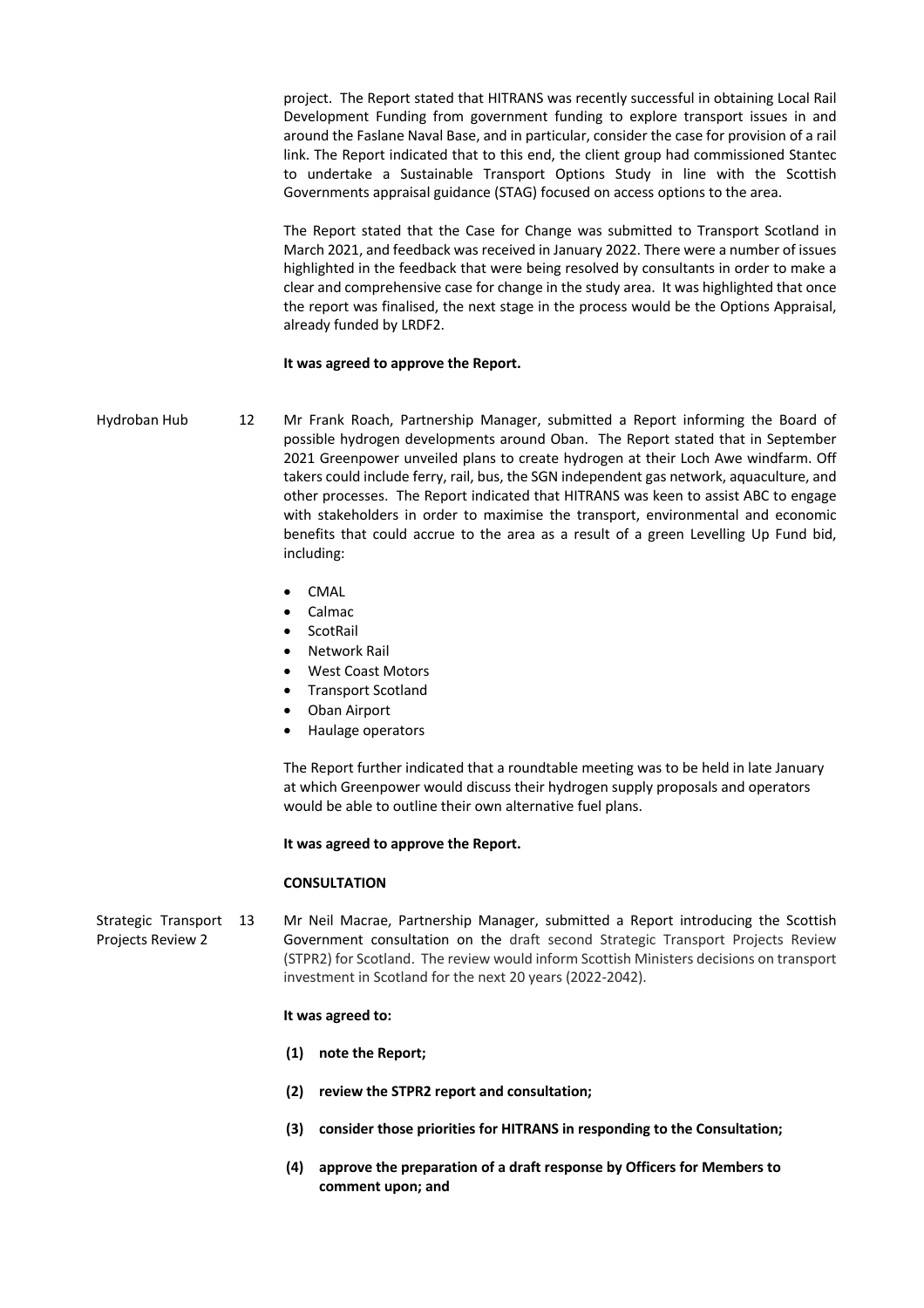project. The Report stated that HITRANS was recently successful in obtaining Local Rail Development Funding from government funding to explore transport issues in and around the Faslane Naval Base, and in particular, consider the case for provision of a rail link. The Report indicated that to this end, the client group had commissioned Stantec to undertake a Sustainable Transport Options Study in line with the Scottish Governments appraisal guidance (STAG) focused on access options to the area.

The Report stated that the Case for Change was submitted to Transport Scotland in March 2021, and feedback was received in January 2022. There were a number of issues highlighted in the feedback that were being resolved by consultants in order to make a clear and comprehensive case for change in the study area. It was highlighted that once the report was finalised, the next stage in the process would be the Options Appraisal, already funded by LRDF2.

**It was agreed to approve the Report.**

Hydroban Hub — 12

Mr Frank Roach, Partnership Manager, submitted a Report informing the Board of possible hydrogen developments around Oban. The Report stated that in September 2021 Greenpower unveiled plans to create hydrogen at their Loch Awe windfarm. Off takers could include ferry, rail, bus, the SGN independent gas network, aquaculture, and other processes. The Report indicated that HITRANS was keen to assist ABC to engage with stakeholders in order to maximise the transport, environmental and economic benefits that could accrue to the area as a result of a green Levelling Up Fund bid, including:

- CMAL
- Calmac
- ScotRail
- Network Rail
- West Coast Motors
- Transport Scotland
- Oban Airport
- Haulage operators

The Report further indicated that a roundtable meeting was to be held in late January at which Greenpower would discuss their hydrogen supply proposals and operators would be able to outline their own alternative fuel plans.

**It was agreed to approve the Report.**

**CONSULTATION**

Strategic Transport Projects Review 2 — 13

Mr Neil Macrae, Partnership Manager, submitted a Report introducing the Scottish Government consultation on the draft second Strategic Transport Projects Review (STPR2) for Scotland. The review would inform Scottish Ministers decisions on transport investment in Scotland for the next 20 years (2022-2042).

**It was agreed to:**

**(1) note the Report;**

**(2) review the STPR2 report and consultation;**

**(3) consider those priorities for HITRANS in responding to the Consultation;**

**(4) approve the preparation of a draft response by Officers for Members to comment upon; and**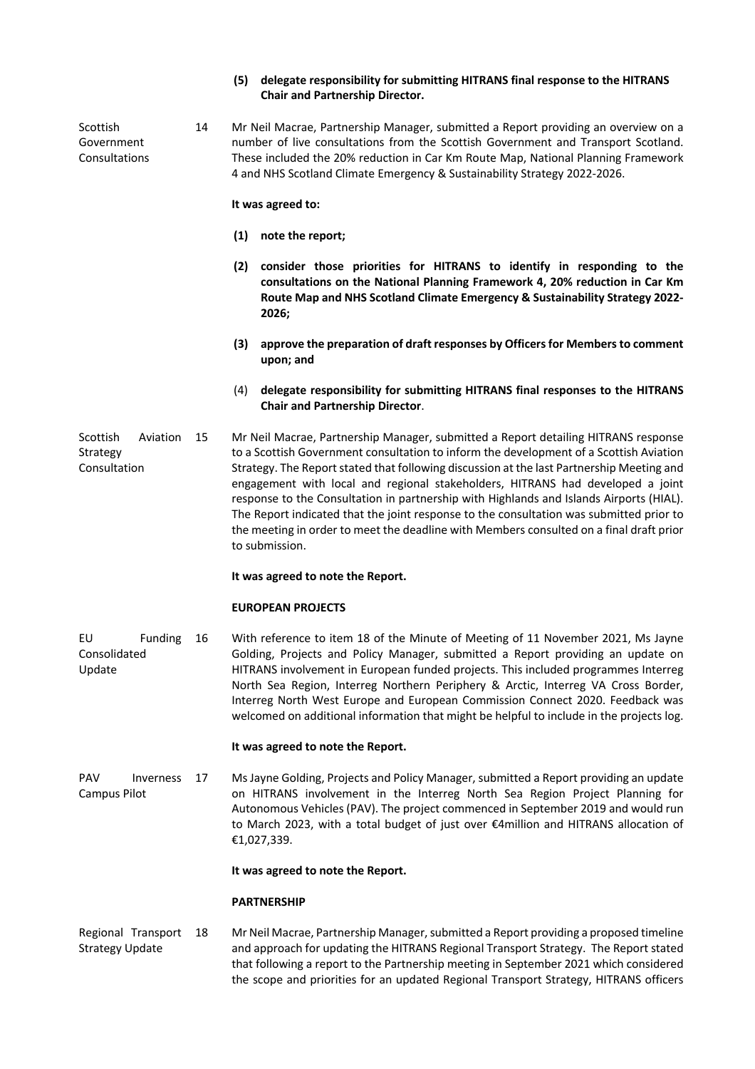**(5) delegate responsibility for submitting HITRANS final response to the HITRANS Chair and Partnership Director.**

**Scottish Government Consultations**

14 Mr Neil Macrae, Partnership Manager, submitted a Report providing an overview on a number of live consultations from the Scottish Government and Transport Scotland. These included the 20% reduction in Car Km Route Map, National Planning Framework 4 and NHS Scotland Climate Emergency & Sustainability Strategy 2022-2026.

**It was agreed to:**

**(1) note the report;**

**(2) consider those priorities for HITRANS to identify in responding to the consultations on the National Planning Framework 4, 20% reduction in Car Km Route Map and NHS Scotland Climate Emergency & Sustainability Strategy 2022-2026;**

**(3) approve the preparation of draft responses by Officers for Members to comment upon; and**

(4) **delegate responsibility for submitting HITRANS final responses to the HITRANS Chair and Partnership Director**.

**Scottish Aviation Strategy Consultation**

15 Mr Neil Macrae, Partnership Manager, submitted a Report detailing HITRANS response to a Scottish Government consultation to inform the development of a Scottish Aviation Strategy. The Report stated that following discussion at the last Partnership Meeting and engagement with local and regional stakeholders, HITRANS had developed a joint response to the Consultation in partnership with Highlands and Islands Airports (HIAL). The Report indicated that the joint response to the consultation was submitted prior to the meeting in order to meet the deadline with Members consulted on a final draft prior to submission.

**It was agreed to note the Report.**

**EUROPEAN PROJECTS**

**EU Funding Consolidated Update**

16 With reference to item 18 of the Minute of Meeting of 11 November 2021, Ms Jayne Golding, Projects and Policy Manager, submitted a Report providing an update on HITRANS involvement in European funded projects. This included programmes Interreg North Sea Region, Interreg Northern Periphery & Arctic, Interreg VA Cross Border, Interreg North West Europe and European Commission Connect 2020. Feedback was welcomed on additional information that might be helpful to include in the projects log.

**It was agreed to note the Report.**

**PAV Inverness Campus Pilot**

17 Ms Jayne Golding, Projects and Policy Manager, submitted a Report providing an update on HITRANS involvement in the Interreg North Sea Region Project Planning for Autonomous Vehicles (PAV). The project commenced in September 2019 and would run to March 2023, with a total budget of just over €4million and HITRANS allocation of €1,027,339.

**It was agreed to note the Report.**

**PARTNERSHIP**

**Regional Transport Strategy Update**

18 Mr Neil Macrae, Partnership Manager, submitted a Report providing a proposed timeline and approach for updating the HITRANS Regional Transport Strategy. The Report stated that following a report to the Partnership meeting in September 2021 which considered the scope and priorities for an updated Regional Transport Strategy, HITRANS officers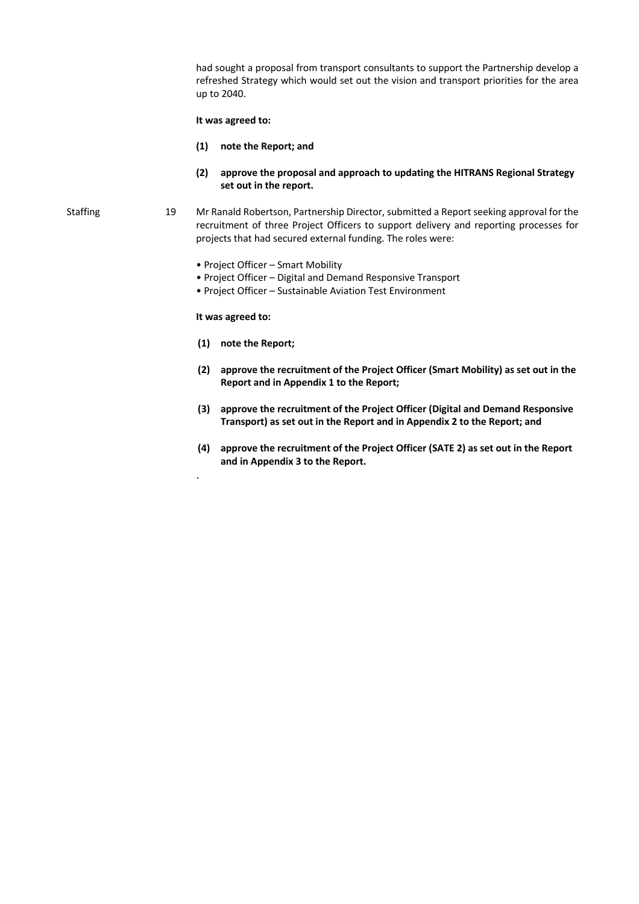had sought a proposal from transport consultants to support the Partnership develop a refreshed Strategy which would set out the vision and transport priorities for the area up to 2040.

**It was agreed to:**

**(1) note the Report; and**

**(2) approve the proposal and approach to updating the HITRANS Regional Strategy set out in the report.**

Staffing

19 Mr Ranald Robertson, Partnership Director, submitted a Report seeking approval for the recruitment of three Project Officers to support delivery and reporting processes for projects that had secured external funding. The roles were:

- Project Officer – Smart Mobility
- Project Officer – Digital and Demand Responsive Transport
- Project Officer – Sustainable Aviation Test Environment

**It was agreed to:**

**(1) note the Report;**

**(2) approve the recruitment of the Project Officer (Smart Mobility) as set out in the Report and in Appendix 1 to the Report;**

**(3) approve the recruitment of the Project Officer (Digital and Demand Responsive Transport) as set out in the Report and in Appendix 2 to the Report; and**

**(4) approve the recruitment of the Project Officer (SATE 2) as set out in the Report and in Appendix 3 to the Report.**

.